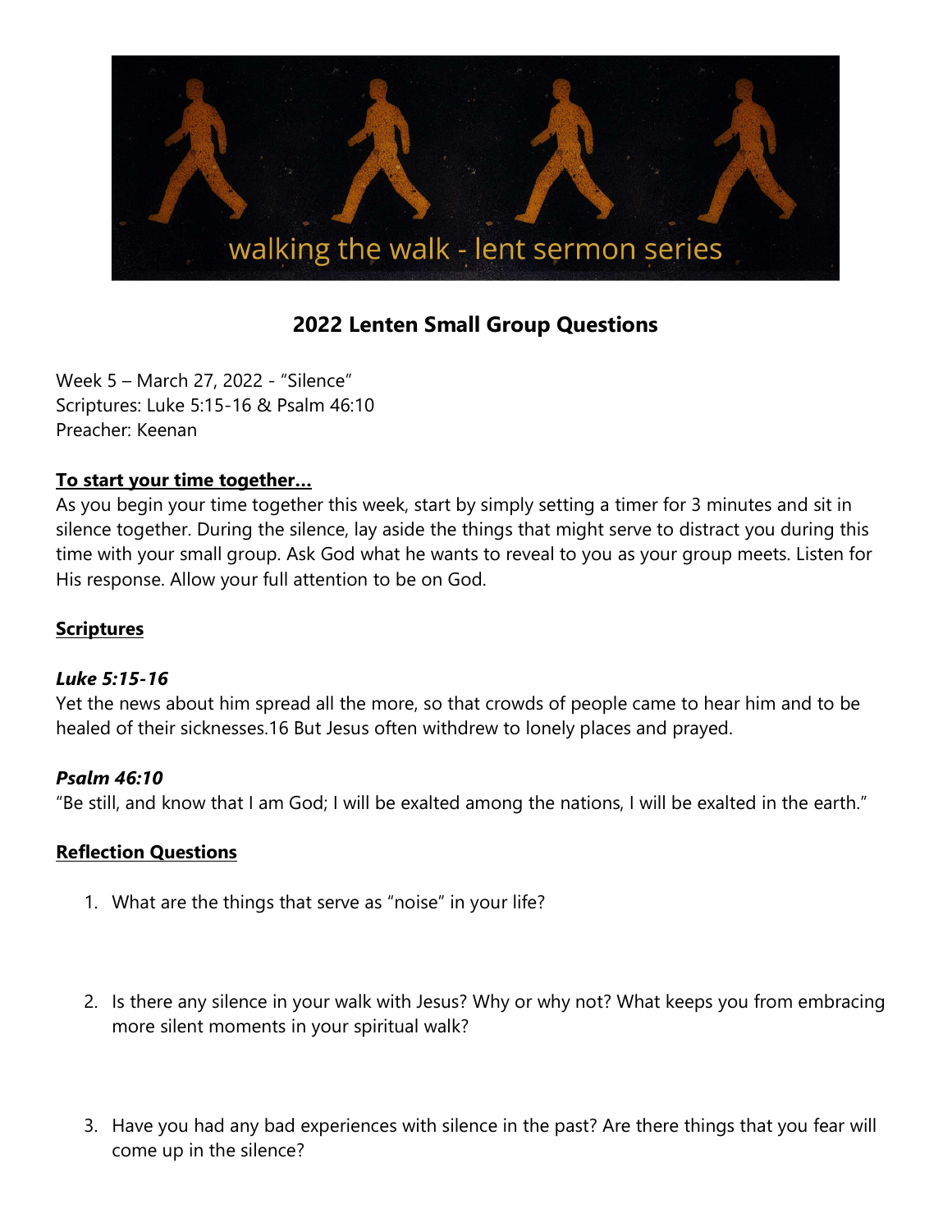walking the walk - lent sermon series

# 2022 Lenten Small Group Questions

Week 5 – March 27, 2022 - "Silence"
Scriptures: Luke 5:15-16 & Psalm 46:10
Preacher: Keenan

## To start your time together…

As you begin your time together this week, start by simply setting a timer for 3 minutes and sit in silence together. During the silence, lay aside the things that might serve to distract you during this time with your small group. Ask God what he wants to reveal to you as your group meets. Listen for His response. Allow your full attention to be on God.

## Scriptures

### *Luke 5:15-16*

Yet the news about him spread all the more, so that crowds of people came to hear him and to be healed of their sicknesses.16 But Jesus often withdrew to lonely places and prayed.

### *Psalm 46:10*

"Be still, and know that I am God; I will be exalted among the nations, I will be exalted in the earth."

## Reflection Questions

1. What are the things that serve as "noise" in your life?

2. Is there any silence in your walk with Jesus? Why or why not? What keeps you from embracing more silent moments in your spiritual walk?

3. Have you had any bad experiences with silence in the past? Are there things that you fear will come up in the silence?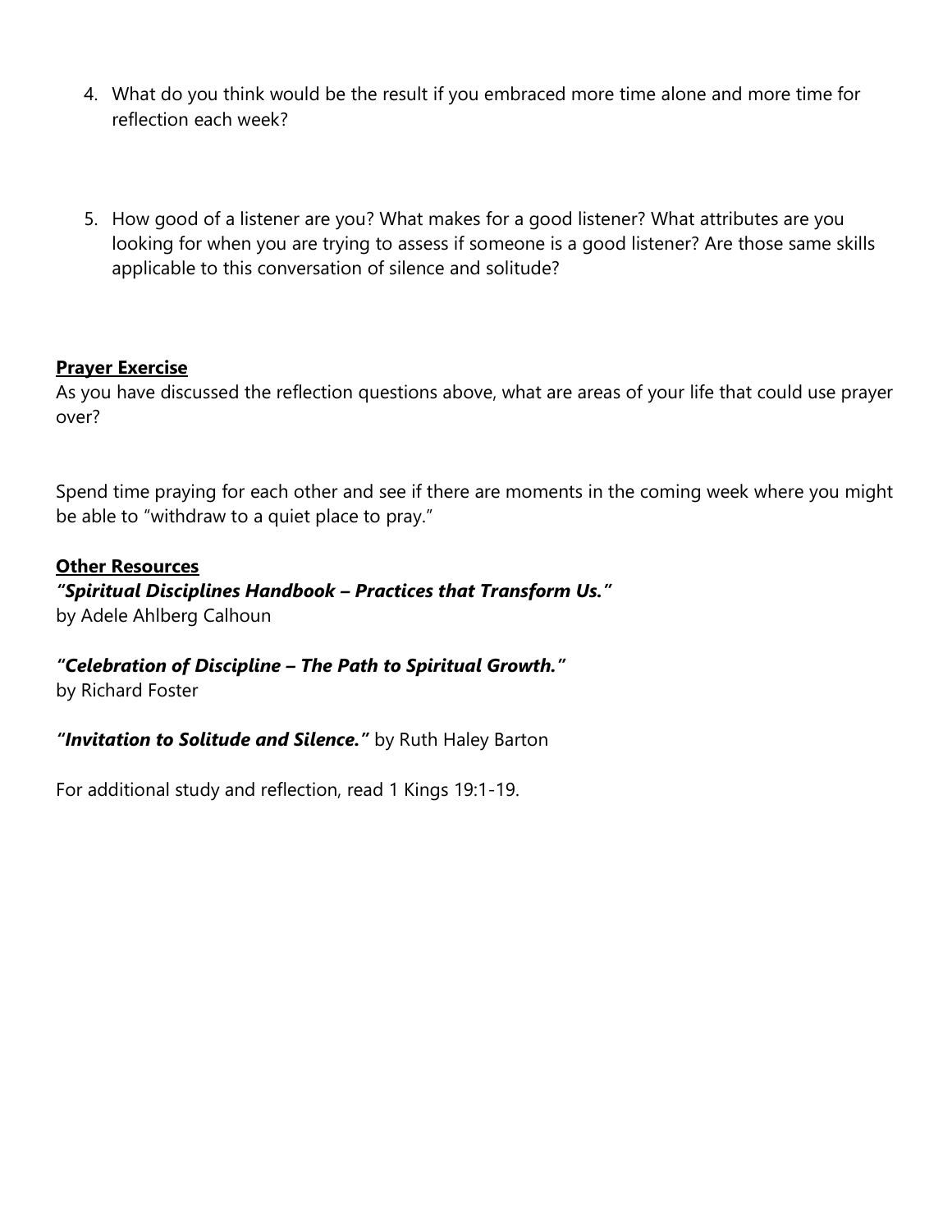4. What do you think would be the result if you embraced more time alone and more time for reflection each week?

5. How good of a listener are you? What makes for a good listener? What attributes are you looking for when you are trying to assess if someone is a good listener? Are those same skills applicable to this conversation of silence and solitude?

**<u>Prayer Exercise</u>**

As you have discussed the reflection questions above, what are areas of your life that could use prayer over?

Spend time praying for each other and see if there are moments in the coming week where you might be able to "withdraw to a quiet place to pray."

**<u>Other Resources</u>**

***"Spiritual Disciplines Handbook – Practices that Transform Us."***
by Adele Ahlberg Calhoun

***"Celebration of Discipline – The Path to Spiritual Growth."***
by Richard Foster

***"Invitation to Solitude and Silence."*** by Ruth Haley Barton

For additional study and reflection, read 1 Kings 19:1-19.